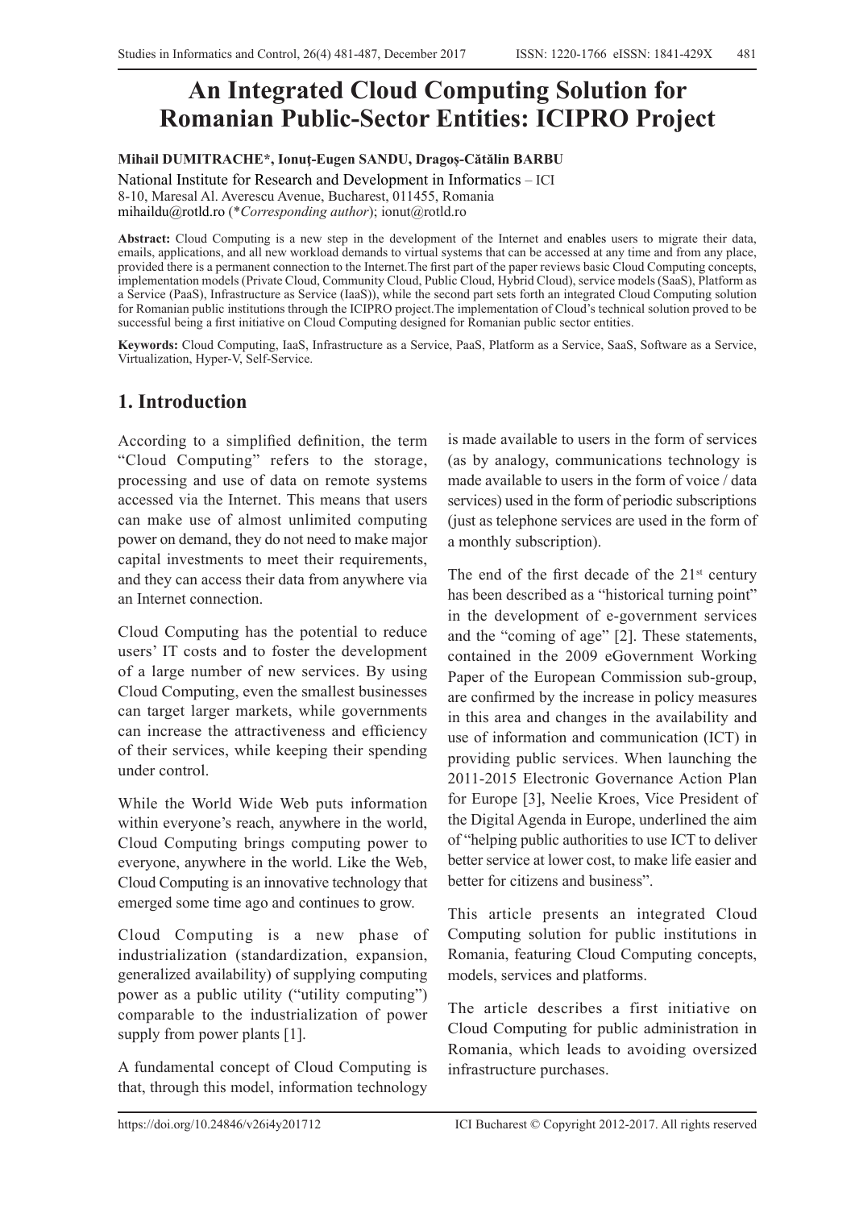# An Integrated Cloud Computing Solution for Romanian Public-Sector Entities: ICIPRO Project

**Mihail DUMITRACHE*, Ionuț-Eugen SANDU, Dragoș-Cătălin BARBU**

National Institute for Research and Development in Informatics – ICI
8-10, Maresal Al. Averescu Avenue, Bucharest, 011455, Romania
mihaildu@rotld.ro (**Corresponding author*); ionut@rotld.ro

**Abstract:** Cloud Computing is a new step in the development of the Internet and enables users to migrate their data, emails, applications, and all new workload demands to virtual systems that can be accessed at any time and from any place, provided there is a permanent connection to the Internet.The first part of the paper reviews basic Cloud Computing concepts, implementation models (Private Cloud, Community Cloud, Public Cloud, Hybrid Cloud), service models (SaaS), Platform as a Service (PaaS), Infrastructure as Service (IaaS)), while the second part sets forth an integrated Cloud Computing solution for Romanian public institutions through the ICIPRO project.The implementation of Cloud's technical solution proved to be successful being a first initiative on Cloud Computing designed for Romanian public sector entities.

**Keywords:** Cloud Computing, IaaS, Infrastructure as a Service, PaaS, Platform as a Service, SaaS, Software as a Service, Virtualization, Hyper-V, Self-Service.

## 1. Introduction

According to a simplified definition, the term "Cloud Computing" refers to the storage, processing and use of data on remote systems accessed via the Internet. This means that users can make use of almost unlimited computing power on demand, they do not need to make major capital investments to meet their requirements, and they can access their data from anywhere via an Internet connection.

Cloud Computing has the potential to reduce users' IT costs and to foster the development of a large number of new services. By using Cloud Computing, even the smallest businesses can target larger markets, while governments can increase the attractiveness and efficiency of their services, while keeping their spending under control.

While the World Wide Web puts information within everyone's reach, anywhere in the world, Cloud Computing brings computing power to everyone, anywhere in the world. Like the Web, Cloud Computing is an innovative technology that emerged some time ago and continues to grow.

Cloud Computing is a new phase of industrialization (standardization, expansion, generalized availability) of supplying computing power as a public utility ("utility computing") comparable to the industrialization of power supply from power plants [1].

A fundamental concept of Cloud Computing is that, through this model, information technology is made available to users in the form of services (as by analogy, communications technology is made available to users in the form of voice / data services) used in the form of periodic subscriptions (just as telephone services are used in the form of a monthly subscription).

The end of the first decade of the 21st century has been described as a "historical turning point" in the development of e-government services and the "coming of age" [2]. These statements, contained in the 2009 eGovernment Working Paper of the European Commission sub-group, are confirmed by the increase in policy measures in this area and changes in the availability and use of information and communication (ICT) in providing public services. When launching the 2011-2015 Electronic Governance Action Plan for Europe [3], Neelie Kroes, Vice President of the Digital Agenda in Europe, underlined the aim of "helping public authorities to use ICT to deliver better service at lower cost, to make life easier and better for citizens and business".

This article presents an integrated Cloud Computing solution for public institutions in Romania, featuring Cloud Computing concepts, models, services and platforms.

The article describes a first initiative on Cloud Computing for public administration in Romania, which leads to avoiding oversized infrastructure purchases.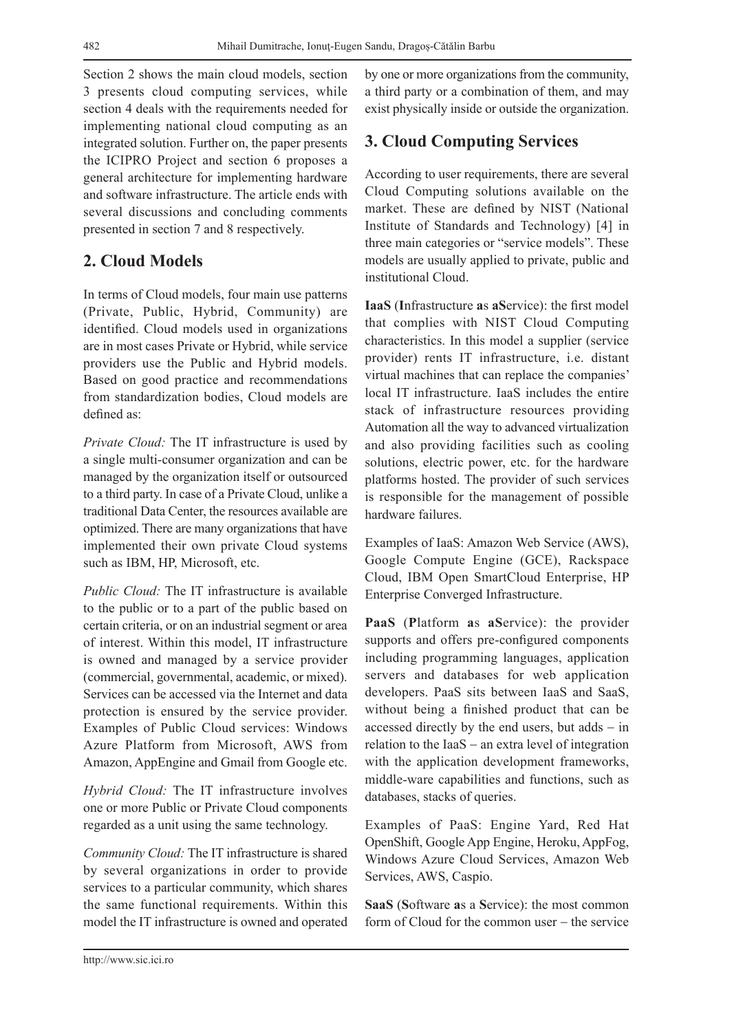Section 2 shows the main cloud models, section 3 presents cloud computing services, while section 4 deals with the requirements needed for implementing national cloud computing as an integrated solution. Further on, the paper presents the ICIPRO Project and section 6 proposes a general architecture for implementing hardware and software infrastructure. The article ends with several discussions and concluding comments presented in section 7 and 8 respectively.

## 2. Cloud Models

In terms of Cloud models, four main use patterns (Private, Public, Hybrid, Community) are identified. Cloud models used in organizations are in most cases Private or Hybrid, while service providers use the Public and Hybrid models. Based on good practice and recommendations from standardization bodies, Cloud models are defined as:

*Private Cloud:* The IT infrastructure is used by a single multi-consumer organization and can be managed by the organization itself or outsourced to a third party. In case of a Private Cloud, unlike a traditional Data Center, the resources available are optimized. There are many organizations that have implemented their own private Cloud systems such as IBM, HP, Microsoft, etc.

*Public Cloud:* The IT infrastructure is available to the public or to a part of the public based on certain criteria, or on an industrial segment or area of interest. Within this model, IT infrastructure is owned and managed by a service provider (commercial, governmental, academic, or mixed). Services can be accessed via the Internet and data protection is ensured by the service provider. Examples of Public Cloud services: Windows Azure Platform from Microsoft, AWS from Amazon, AppEngine and Gmail from Google etc.

*Hybrid Cloud:* The IT infrastructure involves one or more Public or Private Cloud components regarded as a unit using the same technology.

*Community Cloud:* The IT infrastructure is shared by several organizations in order to provide services to a particular community, which shares the same functional requirements. Within this model the IT infrastructure is owned and operated by one or more organizations from the community, a third party or a combination of them, and may exist physically inside or outside the organization.

## 3. Cloud Computing Services

According to user requirements, there are several Cloud Computing solutions available on the market. These are defined by NIST (National Institute of Standards and Technology) [4] in three main categories or "service models". These models are usually applied to private, public and institutional Cloud.

**IaaS** (**I**nfrastructure **a**s **aS**ervice): the first model that complies with NIST Cloud Computing characteristics. In this model a supplier (service provider) rents IT infrastructure, i.e. distant virtual machines that can replace the companies' local IT infrastructure. IaaS includes the entire stack of infrastructure resources providing Automation all the way to advanced virtualization and also providing facilities such as cooling solutions, electric power, etc. for the hardware platforms hosted. The provider of such services is responsible for the management of possible hardware failures.

Examples of IaaS: Amazon Web Service (AWS), Google Compute Engine (GCE), Rackspace Cloud, IBM Open SmartCloud Enterprise, HP Enterprise Converged Infrastructure.

**PaaS** (**P**latform **a**s **aS**ervice): the provider supports and offers pre-configured components including programming languages, application servers and databases for web application developers. PaaS sits between IaaS and SaaS, without being a finished product that can be accessed directly by the end users, but adds – in relation to the IaaS – an extra level of integration with the application development frameworks, middle-ware capabilities and functions, such as databases, stacks of queries.

Examples of PaaS: Engine Yard, Red Hat OpenShift, Google App Engine, Heroku, AppFog, Windows Azure Cloud Services, Amazon Web Services, AWS, Caspio.

**SaaS** (**S**oftware **a**s a **S**ervice): the most common form of Cloud for the common user – the service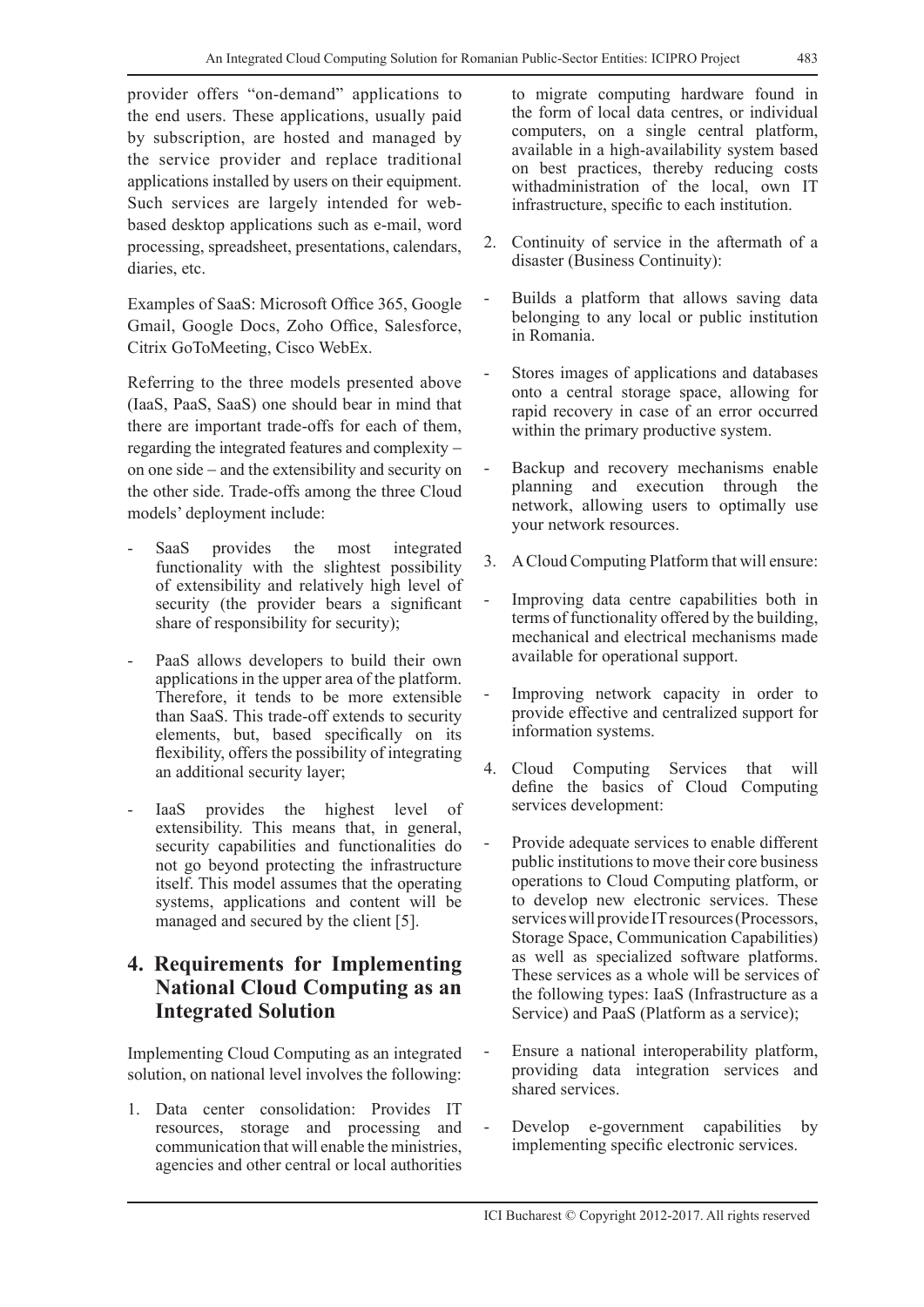provider offers "on-demand" applications to the end users. These applications, usually paid by subscription, are hosted and managed by the service provider and replace traditional applications installed by users on their equipment. Such services are largely intended for web-based desktop applications such as e-mail, word processing, spreadsheet, presentations, calendars, diaries, etc.

Examples of SaaS: Microsoft Office 365, Google Gmail, Google Docs, Zoho Office, Salesforce, Citrix GoToMeeting, Cisco WebEx.

Referring to the three models presented above (IaaS, PaaS, SaaS) one should bear in mind that there are important trade-offs for each of them, regarding the integrated features and complexity – on one side – and the extensibility and security on the other side. Trade-offs among the three Cloud models' deployment include:

- SaaS provides the most integrated functionality with the slightest possibility of extensibility and relatively high level of security (the provider bears a significant share of responsibility for security);
- PaaS allows developers to build their own applications in the upper area of the platform. Therefore, it tends to be more extensible than SaaS. This trade-off extends to security elements, but, based specifically on its flexibility, offers the possibility of integrating an additional security layer;
- IaaS provides the highest level of extensibility. This means that, in general, security capabilities and functionalities do not go beyond protecting the infrastructure itself. This model assumes that the operating systems, applications and content will be managed and secured by the client [5].

## 4. Requirements for Implementing National Cloud Computing as an Integrated Solution

Implementing Cloud Computing as an integrated solution, on national level involves the following:

1. Data center consolidation: Provides IT resources, storage and processing and communication that will enable the ministries, agencies and other central or local authorities to migrate computing hardware found in the form of local data centres, or individual computers, on a single central platform, available in a high-availability system based on best practices, thereby reducing costs withadministration of the local, own IT infrastructure, specific to each institution.
2. Continuity of service in the aftermath of a disaster (Business Continuity):
   - Builds a platform that allows saving data belonging to any local or public institution in Romania.
   - Stores images of applications and databases onto a central storage space, allowing for rapid recovery in case of an error occurred within the primary productive system.
   - Backup and recovery mechanisms enable planning and execution through the network, allowing users to optimally use your network resources.
3. A Cloud Computing Platform that will ensure:
   - Improving data centre capabilities both in terms of functionality offered by the building, mechanical and electrical mechanisms made available for operational support.
   - Improving network capacity in order to provide effective and centralized support for information systems.
4. Cloud Computing Services that will define the basics of Cloud Computing services development:
   - Provide adequate services to enable different public institutions to move their core business operations to Cloud Computing platform, or to develop new electronic services. These services will provide IT resources (Processors, Storage Space, Communication Capabilities) as well as specialized software platforms. These services as a whole will be services of the following types: IaaS (Infrastructure as a Service) and PaaS (Platform as a service);
   - Ensure a national interoperability platform, providing data integration services and shared services.
   - Develop e-government capabilities by implementing specific electronic services.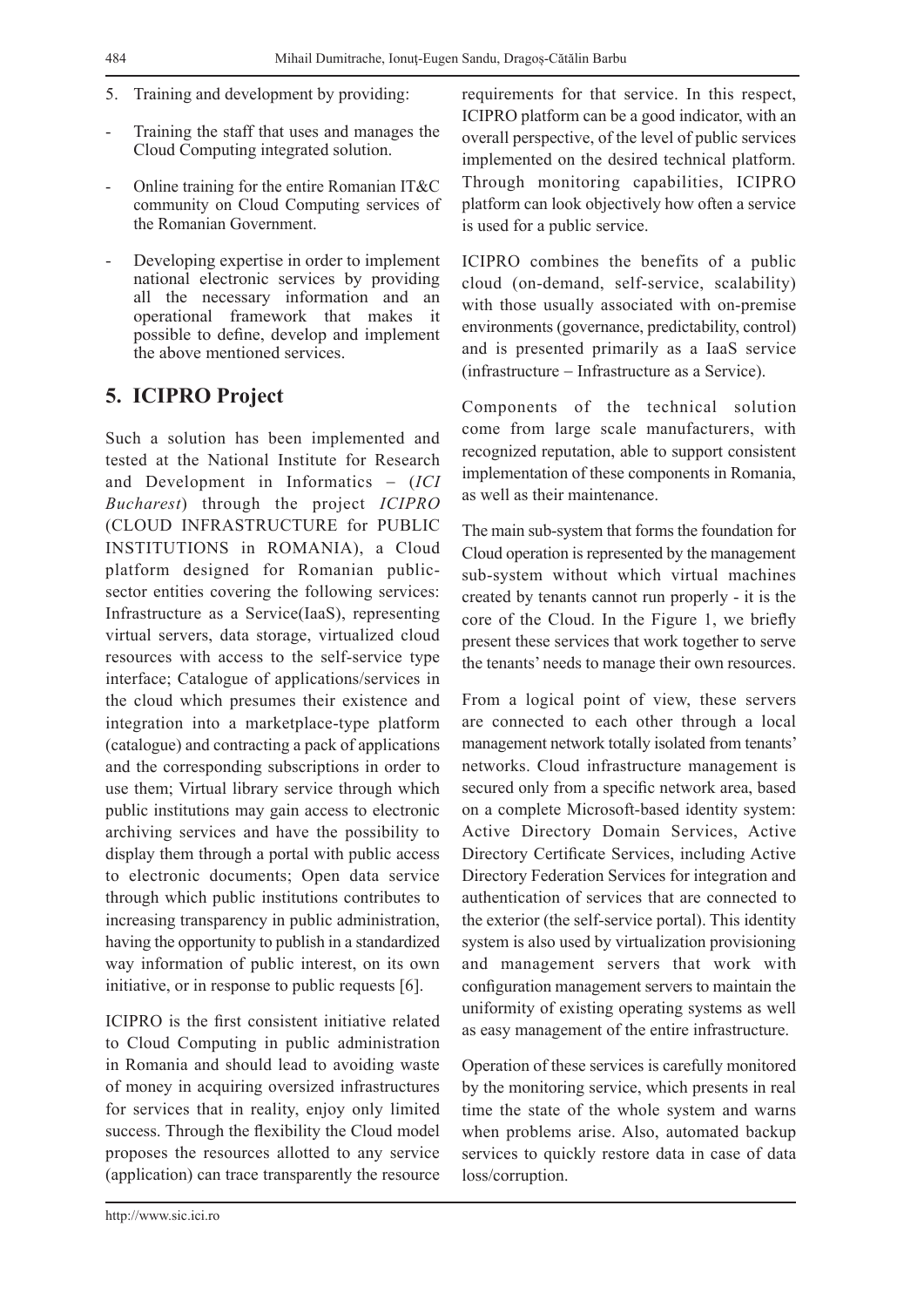5. Training and development by providing:

- Training the staff that uses and manages the Cloud Computing integrated solution.
- Online training for the entire Romanian IT&C community on Cloud Computing services of the Romanian Government.
- Developing expertise in order to implement national electronic services by providing all the necessary information and an operational framework that makes it possible to define, develop and implement the above mentioned services.

## 5. ICIPRO Project

Such a solution has been implemented and tested at the National Institute for Research and Development in Informatics – (*ICI Bucharest*) through the project *ICIPRO* (CLOUD INFRASTRUCTURE for PUBLIC INSTITUTIONS in ROMANIA), a Cloud platform designed for Romanian public-sector entities covering the following services: Infrastructure as a Service(IaaS), representing virtual servers, data storage, virtualized cloud resources with access to the self-service type interface; Catalogue of applications/services in the cloud which presumes their existence and integration into a marketplace-type platform (catalogue) and contracting a pack of applications and the corresponding subscriptions in order to use them; Virtual library service through which public institutions may gain access to electronic archiving services and have the possibility to display them through a portal with public access to electronic documents; Open data service through which public institutions contributes to increasing transparency in public administration, having the opportunity to publish in a standardized way information of public interest, on its own initiative, or in response to public requests [6].

ICIPRO is the first consistent initiative related to Cloud Computing in public administration in Romania and should lead to avoiding waste of money in acquiring oversized infrastructures for services that in reality, enjoy only limited success. Through the flexibility the Cloud model proposes the resources allotted to any service (application) can trace transparently the resource requirements for that service. In this respect, ICIPRO platform can be a good indicator, with an overall perspective, of the level of public services implemented on the desired technical platform. Through monitoring capabilities, ICIPRO platform can look objectively how often a service is used for a public service.

ICIPRO combines the benefits of a public cloud (on-demand, self-service, scalability) with those usually associated with on-premise environments (governance, predictability, control) and is presented primarily as a IaaS service (infrastructure – Infrastructure as a Service).

Components of the technical solution come from large scale manufacturers, with recognized reputation, able to support consistent implementation of these components in Romania, as well as their maintenance.

The main sub-system that forms the foundation for Cloud operation is represented by the management sub-system without which virtual machines created by tenants cannot run properly - it is the core of the Cloud. In the Figure 1, we briefly present these services that work together to serve the tenants' needs to manage their own resources.

From a logical point of view, these servers are connected to each other through a local management network totally isolated from tenants' networks. Cloud infrastructure management is secured only from a specific network area, based on a complete Microsoft-based identity system: Active Directory Domain Services, Active Directory Certificate Services, including Active Directory Federation Services for integration and authentication of services that are connected to the exterior (the self-service portal). This identity system is also used by virtualization provisioning and management servers that work with configuration management servers to maintain the uniformity of existing operating systems as well as easy management of the entire infrastructure.

Operation of these services is carefully monitored by the monitoring service, which presents in real time the state of the whole system and warns when problems arise. Also, automated backup services to quickly restore data in case of data loss/corruption.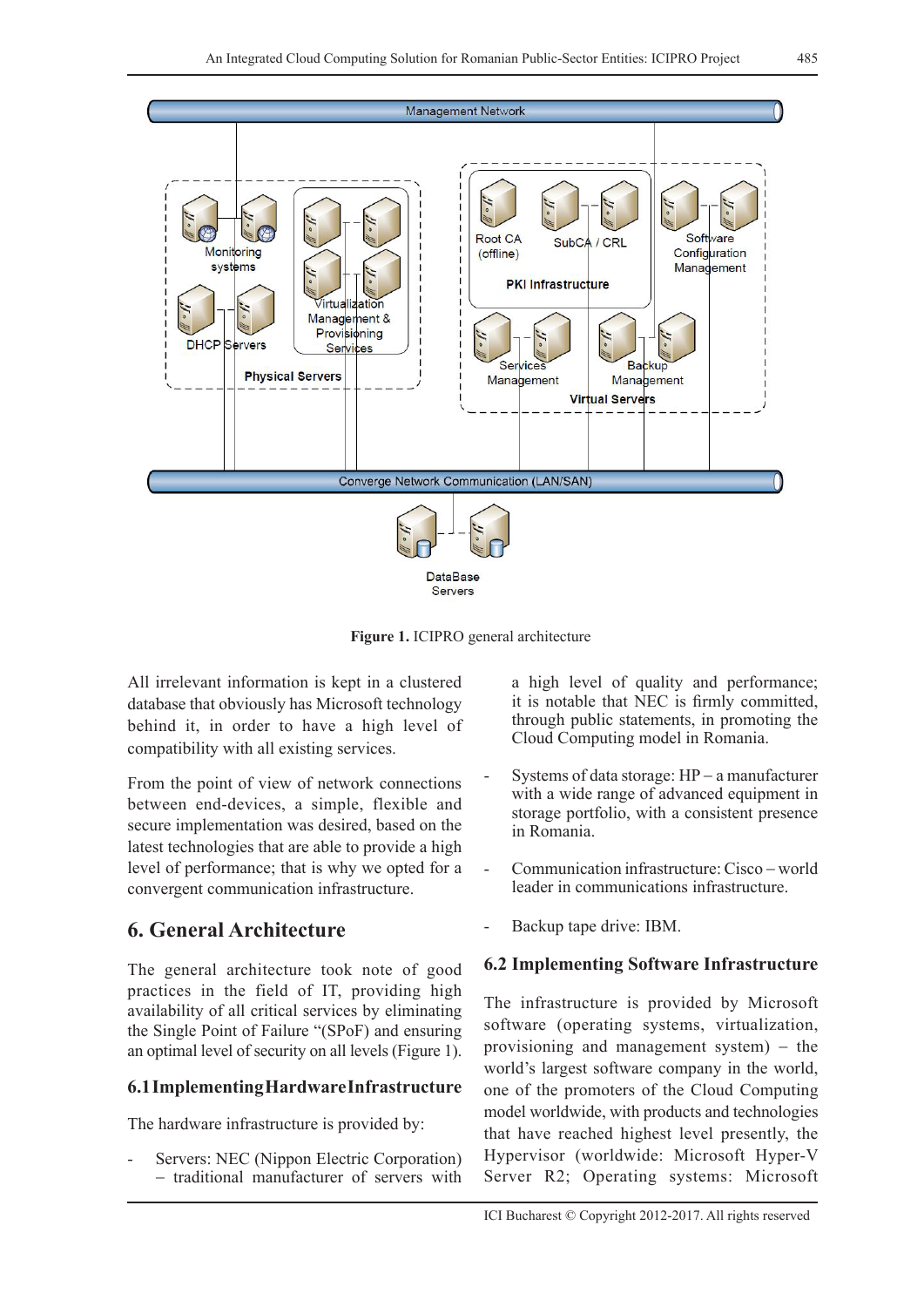Figure 1. ICIPRO general architecture

All irrelevant information is kept in a clustered database that obviously has Microsoft technology behind it, in order to have a high level of compatibility with all existing services.

From the point of view of network connections between end-devices, a simple, flexible and secure implementation was desired, based on the latest technologies that are able to provide a high level of performance; that is why we opted for a convergent communication infrastructure.

## 6. General Architecture

The general architecture took note of good practices in the field of IT, providing high availability of all critical services by eliminating the Single Point of Failure "(SPoF) and ensuring an optimal level of security on all levels (Figure 1).

### 6.1 Implementing Hardware Infrastructure

The hardware infrastructure is provided by:

- Servers: NEC (Nippon Electric Corporation) – traditional manufacturer of servers with a high level of quality and performance; it is notable that NEC is firmly committed, through public statements, in promoting the Cloud Computing model in Romania.
- Systems of data storage: HP – a manufacturer with a wide range of advanced equipment in storage portfolio, with a consistent presence in Romania.
- Communication infrastructure: Cisco – world leader in communications infrastructure.
- Backup tape drive: IBM.

### 6.2 Implementing Software Infrastructure

The infrastructure is provided by Microsoft software (operating systems, virtualization, provisioning and management system) – the world's largest software company in the world, one of the promoters of the Cloud Computing model worldwide, with products and technologies that have reached highest level presently, the Hypervisor (worldwide: Microsoft Hyper-V Server R2; Operating systems: Microsoft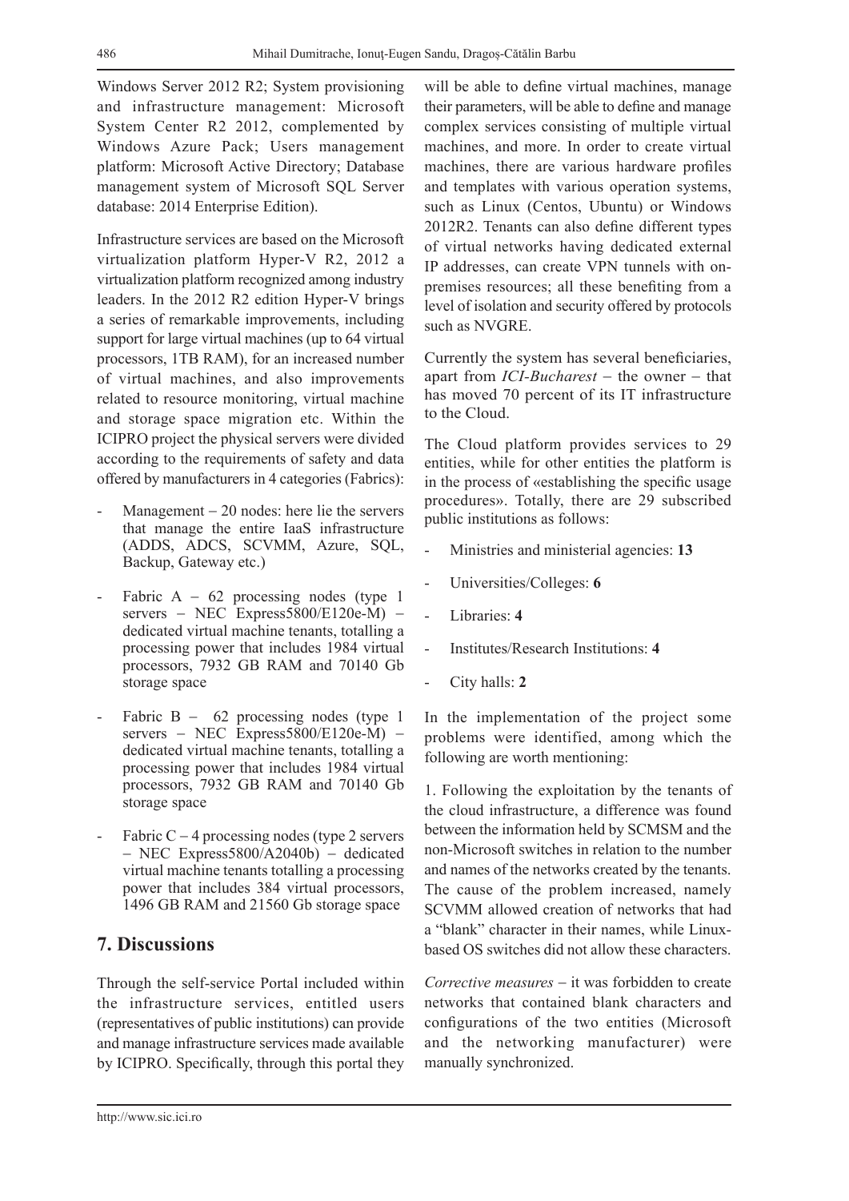Windows Server 2012 R2; System provisioning and infrastructure management: Microsoft System Center R2 2012, complemented by Windows Azure Pack; Users management platform: Microsoft Active Directory; Database management system of Microsoft SQL Server database: 2014 Enterprise Edition).

Infrastructure services are based on the Microsoft virtualization platform Hyper-V R2, 2012 a virtualization platform recognized among industry leaders. In the 2012 R2 edition Hyper-V brings a series of remarkable improvements, including support for large virtual machines (up to 64 virtual processors, 1TB RAM), for an increased number of virtual machines, and also improvements related to resource monitoring, virtual machine and storage space migration etc. Within the ICIPRO project the physical servers were divided according to the requirements of safety and data offered by manufacturers in 4 categories (Fabrics):

- Management – 20 nodes: here lie the servers that manage the entire IaaS infrastructure (ADDS, ADCS, SCVMM, Azure, SQL, Backup, Gateway etc.)
- Fabric A – 62 processing nodes (type 1 servers – NEC Express5800/E120e-M) – dedicated virtual machine tenants, totalling a processing power that includes 1984 virtual processors, 7932 GB RAM and 70140 Gb storage space
- Fabric B – 62 processing nodes (type 1 servers – NEC Express5800/E120e-M) – dedicated virtual machine tenants, totalling a processing power that includes 1984 virtual processors, 7932 GB RAM and 70140 Gb storage space
- Fabric C – 4 processing nodes (type 2 servers – NEC Express5800/A2040b) – dedicated virtual machine tenants totalling a processing power that includes 384 virtual processors, 1496 GB RAM and 21560 Gb storage space

## 7. Discussions

Through the self-service Portal included within the infrastructure services, entitled users (representatives of public institutions) can provide and manage infrastructure services made available by ICIPRO. Specifically, through this portal they will be able to define virtual machines, manage their parameters, will be able to define and manage complex services consisting of multiple virtual machines, and more. In order to create virtual machines, there are various hardware profiles and templates with various operation systems, such as Linux (Centos, Ubuntu) or Windows 2012R2. Tenants can also define different types of virtual networks having dedicated external IP addresses, can create VPN tunnels with on-premises resources; all these benefiting from a level of isolation and security offered by protocols such as NVGRE.

Currently the system has several beneficiaries, apart from *ICI-Bucharest* – the owner – that has moved 70 percent of its IT infrastructure to the Cloud.

The Cloud platform provides services to 29 entities, while for other entities the platform is in the process of «establishing the specific usage procedures». Totally, there are 29 subscribed public institutions as follows:

- Ministries and ministerial agencies: **13**
- Universities/Colleges: **6**
- Libraries: **4**
- Institutes/Research Institutions: **4**
- City halls: **2**

In the implementation of the project some problems were identified, among which the following are worth mentioning:

1. Following the exploitation by the tenants of the cloud infrastructure, a difference was found between the information held by SCMSM and the non-Microsoft switches in relation to the number and names of the networks created by the tenants. The cause of the problem increased, namely SCVMM allowed creation of networks that had a "blank" character in their names, while Linux-based OS switches did not allow these characters.

*Corrective measures* – it was forbidden to create networks that contained blank characters and configurations of the two entities (Microsoft and the networking manufacturer) were manually synchronized.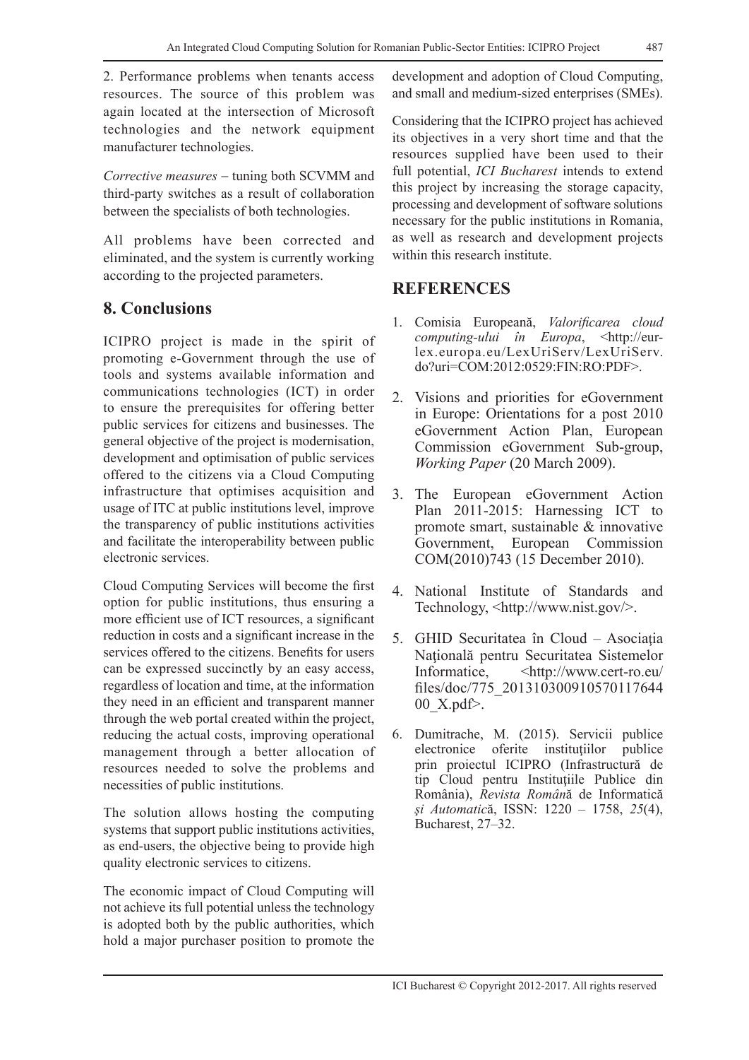2. Performance problems when tenants access resources. The source of this problem was again located at the intersection of Microsoft technologies and the network equipment manufacturer technologies.

*Corrective measures* – tuning both SCVMM and third-party switches as a result of collaboration between the specialists of both technologies.

All problems have been corrected and eliminated, and the system is currently working according to the projected parameters.

## 8. Conclusions

ICIPRO project is made in the spirit of promoting e-Government through the use of tools and systems available information and communications technologies (ICT) in order to ensure the prerequisites for offering better public services for citizens and businesses. The general objective of the project is modernisation, development and optimisation of public services offered to the citizens via a Cloud Computing infrastructure that optimises acquisition and usage of ITC at public institutions level, improve the transparency of public institutions activities and facilitate the interoperability between public electronic services.

Cloud Computing Services will become the first option for public institutions, thus ensuring a more efficient use of ICT resources, a significant reduction in costs and a significant increase in the services offered to the citizens. Benefits for users can be expressed succinctly by an easy access, regardless of location and time, at the information they need in an efficient and transparent manner through the web portal created within the project, reducing the actual costs, improving operational management through a better allocation of resources needed to solve the problems and necessities of public institutions.

The solution allows hosting the computing systems that support public institutions activities, as end-users, the objective being to provide high quality electronic services to citizens.

The economic impact of Cloud Computing will not achieve its full potential unless the technology is adopted both by the public authorities, which hold a major purchaser position to promote the development and adoption of Cloud Computing, and small and medium-sized enterprises (SMEs).

Considering that the ICIPRO project has achieved its objectives in a very short time and that the resources supplied have been used to their full potential, *ICI Bucharest* intends to extend this project by increasing the storage capacity, processing and development of software solutions necessary for the public institutions in Romania, as well as research and development projects within this research institute.

## REFERENCES

1. Comisia Europeană, *Valorificarea cloud computing-ului în Europa*, <http://eur-lex.europa.eu/LexUriServ/LexUriServ.do?uri=COM:2012:0529:FIN:RO:PDF>.
2. Visions and priorities for eGovernment in Europe: Orientations for a post 2010 eGovernment Action Plan, European Commission eGovernment Sub-group, *Working Paper* (20 March 2009).
3. The European eGovernment Action Plan 2011-2015: Harnessing ICT to promote smart, sustainable & innovative Government, European Commission COM(2010)743 (15 December 2010).
4. National Institute of Standards and Technology, <http://www.nist.gov/>.
5. GHID Securitatea în Cloud – Asociaţia Naţională pentru Securitatea Sistemelor Informatice, <http://www.cert-ro.eu/files/doc/775_20131030091057011764400_X.pdf>.
6. Dumitrache, M. (2015). Servicii publice electronice oferite instituţiilor publice prin proiectul ICIPRO (Infrastructură de tip Cloud pentru Instituţiile Publice din România), *Revista Română de Informatică şi Automatică*, ISSN: 1220 – 1758, *25*(4), Bucharest, 27–32.